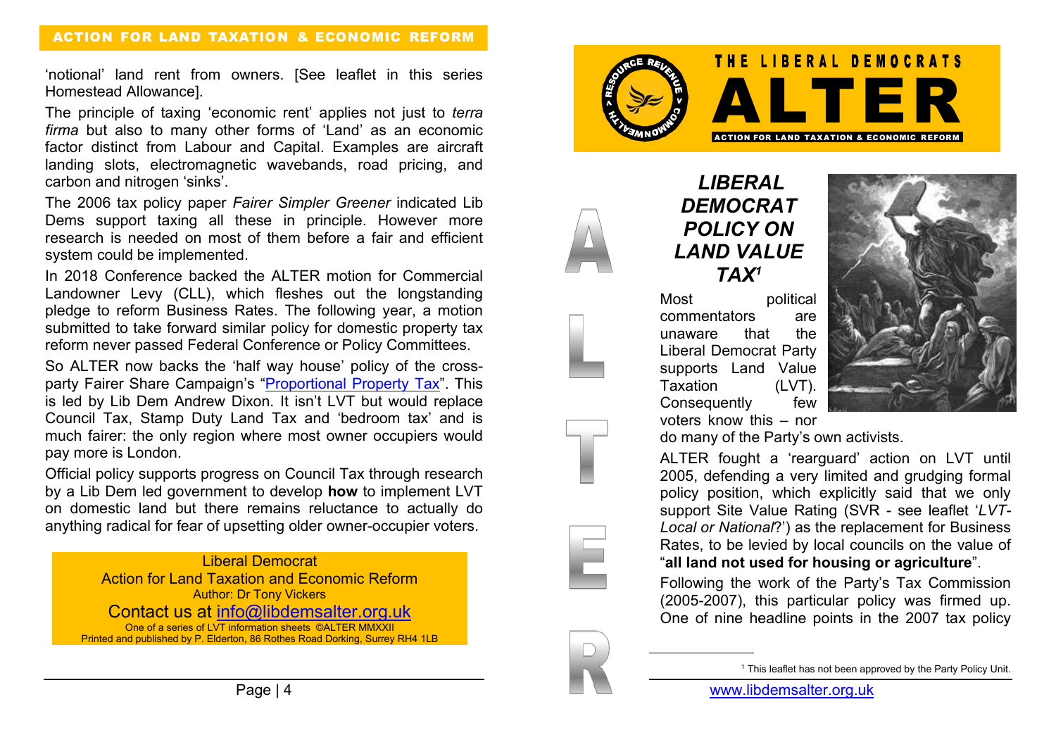'notional' land rent from owners. [See leaflet in this series Homestead Allowance].

The principle of taxing 'economic rent' applies not just to *terra firma* but also to many other forms of 'Land' as an economic factor distinct from Labour and Capital. Examples are aircraft landing slots, electromagnetic wavebands, road pricing, and carbon and nitrogen 'sinks'.

The 2006 tax policy paper *Fairer Simpler Greener* indicated Lib Dems support taxing all these in principle. However more research is needed on most of them before a fair and efficient system could be implemented.

In 2018 Conference backed the ALTER motion for Commercial Landowner Levy (CLL), which fleshes out the longstanding pledge to reform Business Rates. The following year, a motion submitted to take forward similar policy for domestic property tax reform never passed Federal Conference or Policy Committees.

So ALTER now backs the 'half way house' policy of the cross-party Fairer Share Campaign's "Proportional Property Tax". This is led by Lib Dem Andrew Dixon. It isn't LVT but would replace Council Tax, Stamp Duty Land Tax and 'bedroom tax' and is much fairer: the only region where most owner occupiers would pay more is London.

Official policy supports progress on Council Tax through research by a Lib Dem led government to develop **how** to implement LVT on domestic land but there remains reluctance to actually do anything radical for fear of upsetting older owner-occupier voters.

Liberal Democrat
Action for Land Taxation and Economic Reform
Author: Dr Tony Vickers
Contact us at info@libdemsalter.org.uk
One of a series of LVT information sheets ©ALTER MMXXII
Printed and published by P. Elderton, 86 Rothes Road Dorking, Surrey RH4 1LB

THE LIBERAL DEMOCRATS
# ALTER
ACTION FOR LAND TAXATION & ECONOMIC REFORM

## *LIBERAL DEMOCRAT POLICY ON LAND VALUE TAX*[1]

Most political commentators are unaware that the Liberal Democrat Party supports Land Value Taxation (LVT). Consequently few voters know this – nor do many of the Party's own activists.

ALTER fought a 'rearguard' action on LVT until 2005, defending a very limited and grudging formal policy position, which explicitly said that we only support Site Value Rating (SVR - see leaflet '*LVT-Local or National*?') as the replacement for Business Rates, to be levied by local councils on the value of "**all land not used for housing or agriculture**".

Following the work of the Party's Tax Commission (2005-2007), this particular policy was firmed up. One of nine headline points in the 2007 tax policy

[1] This leaflet has not been approved by the Party Policy Unit.

www.libdemsalter.org.uk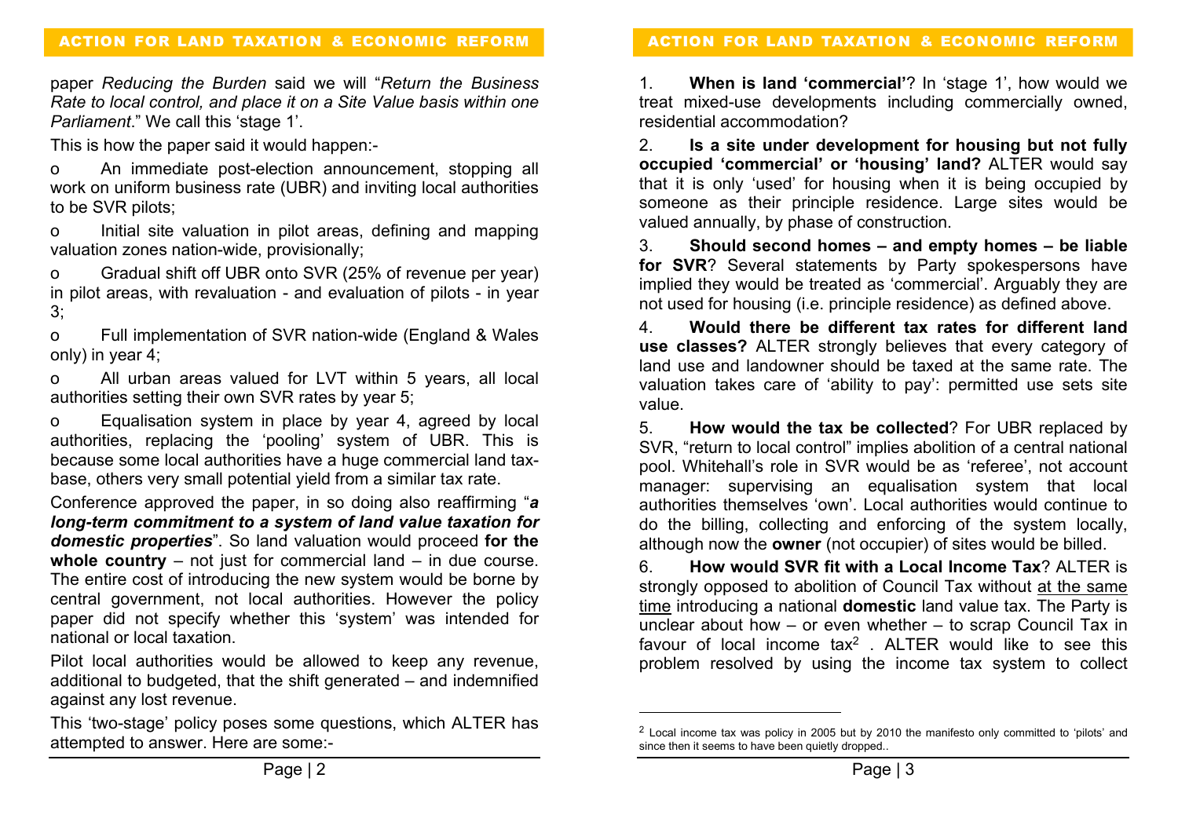paper *Reducing the Burden* said we will "*Return the Business Rate to local control, and place it on a Site Value basis within one Parliament*." We call this 'stage 1'.

This is how the paper said it would happen:-

- An immediate post-election announcement, stopping all work on uniform business rate (UBR) and inviting local authorities to be SVR pilots;
- Initial site valuation in pilot areas, defining and mapping valuation zones nation-wide, provisionally;
- Gradual shift off UBR onto SVR (25% of revenue per year) in pilot areas, with revaluation - and evaluation of pilots - in year 3;
- Full implementation of SVR nation-wide (England & Wales only) in year 4;
- All urban areas valued for LVT within 5 years, all local authorities setting their own SVR rates by year 5;
- Equalisation system in place by year 4, agreed by local authorities, replacing the 'pooling' system of UBR. This is because some local authorities have a huge commercial land tax-base, others very small potential yield from a similar tax rate.

Conference approved the paper, in so doing also reaffirming "***a long-term commitment to a system of land value taxation for domestic properties***". So land valuation would proceed **for the whole country** – not just for commercial land – in due course. The entire cost of introducing the new system would be borne by central government, not local authorities. However the policy paper did not specify whether this 'system' was intended for national or local taxation.

Pilot local authorities would be allowed to keep any revenue, additional to budgeted, that the shift generated – and indemnified against any lost revenue.

This 'two-stage' policy poses some questions, which ALTER has attempted to answer. Here are some:-

1. **When is land 'commercial'**? In 'stage 1', how would we treat mixed-use developments including commercially owned, residential accommodation?

2. **Is a site under development for housing but not fully occupied 'commercial' or 'housing' land?** ALTER would say that it is only 'used' for housing when it is being occupied by someone as their principle residence. Large sites would be valued annually, by phase of construction.

3. **Should second homes – and empty homes – be liable for SVR**? Several statements by Party spokespersons have implied they would be treated as 'commercial'. Arguably they are not used for housing (i.e. principle residence) as defined above.

4. **Would there be different tax rates for different land use classes?** ALTER strongly believes that every category of land use and landowner should be taxed at the same rate. The valuation takes care of 'ability to pay': permitted use sets site value.

5. **How would the tax be collected**? For UBR replaced by SVR, "return to local control" implies abolition of a central national pool. Whitehall's role in SVR would be as 'referee', not account manager: supervising an equalisation system that local authorities themselves 'own'. Local authorities would continue to do the billing, collecting and enforcing of the system locally, although now the **owner** (not occupier) of sites would be billed.

6. **How would SVR fit with a Local Income Tax**? ALTER is strongly opposed to abolition of Council Tax without at the same time introducing a national **domestic** land value tax. The Party is unclear about how – or even whether – to scrap Council Tax in favour of local income tax[2] . ALTER would like to see this problem resolved by using the income tax system to collect

[2] Local income tax was policy in 2005 but by 2010 the manifesto only committed to 'pilots' and since then it seems to have been quietly dropped..